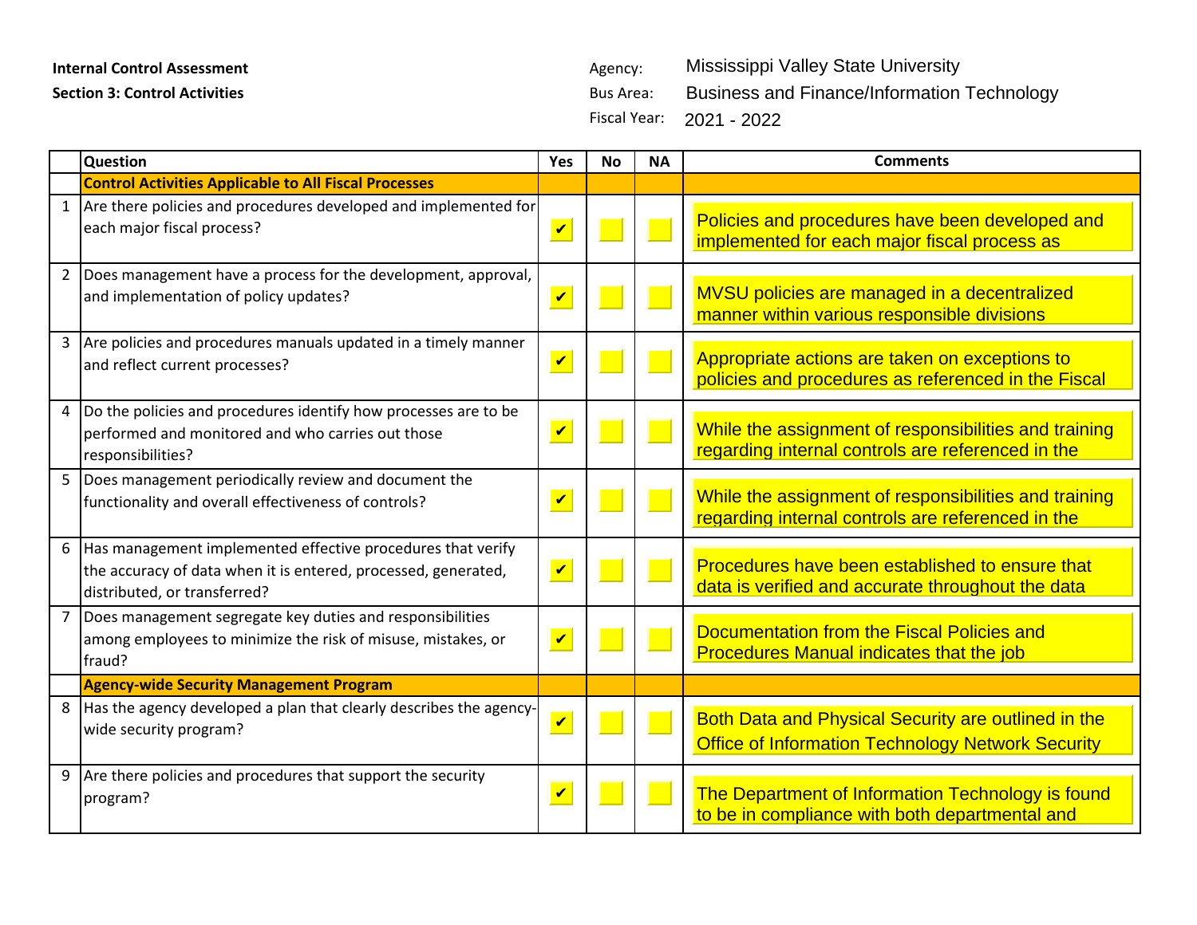**Internal Control Assessment**

**Section 3: Control Activities**

Agency: Mississippi Valley State University

Bus Area: Business and Finance/Information Technology

Fiscal Year: 2021 - 2022

| | Question | Yes | No | NA | Comments |
|---|---|---|---|---|---|
| | **Control Activities Applicable to All Fiscal Processes** | | | | |
| 1 | Are there policies and procedures developed and implemented for each major fiscal process? | ✔ | | | Policies and procedures have been developed and implemented for each major fiscal process as |
| 2 | Does management have a process for the development, approval, and implementation of policy updates? | ✔ | | | MVSU policies are managed in a decentralized manner within various responsible divisions |
| 3 | Are policies and procedures manuals updated in a timely manner and reflect current processes? | ✔ | | | Appropriate actions are taken on exceptions to policies and procedures as referenced in the Fiscal |
| 4 | Do the policies and procedures identify how processes are to be performed and monitored and who carries out those responsibilities? | ✔ | | | While the assignment of responsibilities and training regarding internal controls are referenced in the |
| 5 | Does management periodically review and document the functionality and overall effectiveness of controls? | ✔ | | | While the assignment of responsibilities and training regarding internal controls are referenced in the |
| 6 | Has management implemented effective procedures that verify the accuracy of data when it is entered, processed, generated, distributed, or transferred? | ✔ | | | Procedures have been established to ensure that data is verified and accurate throughout the data |
| 7 | Does management segregate key duties and responsibilities among employees to minimize the risk of misuse, mistakes, or fraud? | ✔ | | | Documentation from the Fiscal Policies and Procedures Manual indicates that the job |
| | **Agency-wide Security Management Program** | | | | |
| 8 | Has the agency developed a plan that clearly describes the agency-wide security program? | ✔ | | | Both Data and Physical Security are outlined in the Office of Information Technology Network Security |
| 9 | Are there policies and procedures that support the security program? | ✔ | | | The Department of Information Technology is found to be in compliance with both departmental and |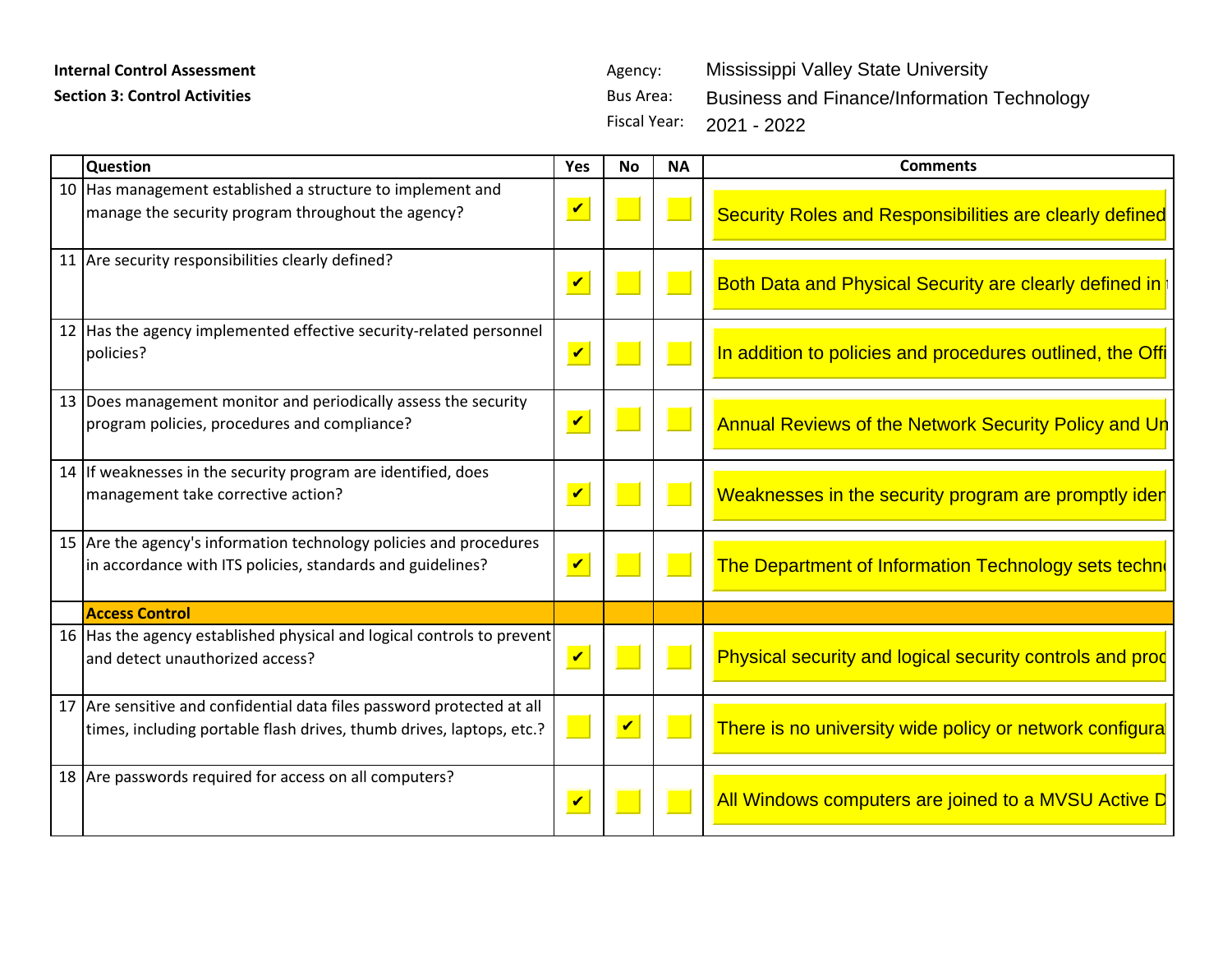**Internal Control Assessment**

**Section 3: Control Activities**

Agency: Mississippi Valley State University

Bus Area: Business and Finance/Information Technology

Fiscal Year: 2021 - 2022

| | Question | Yes | No | NA | Comments |
|---|---|---|---|---|---|
| 10 | Has management established a structure to implement and manage the security program throughout the agency? | ✔ | | | Security Roles and Responsibilities are clearly defined |
| 11 | Are security responsibilities clearly defined? | ✔ | | | Both Data and Physical Security are clearly defined in t |
| 12 | Has the agency implemented effective security-related personnel policies? | ✔ | | | In addition to policies and procedures outlined, the Offi |
| 13 | Does management monitor and periodically assess the security program policies, procedures and compliance? | ✔ | | | Annual Reviews of the Network Security Policy and Un |
| 14 | If weaknesses in the security program are identified, does management take corrective action? | ✔ | | | Weaknesses in the security program are promptly iden |
| 15 | Are the agency's information technology policies and procedures in accordance with ITS policies, standards and guidelines? | ✔ | | | The Department of Information Technology sets techn |
| | **Access Control** | | | | |
| 16 | Has the agency established physical and logical controls to prevent and detect unauthorized access? | ✔ | | | Physical security and logical security controls and proc |
| 17 | Are sensitive and confidential data files password protected at all times, including portable flash drives, thumb drives, laptops, etc.? | | ✔ | | There is no university wide policy or network configura |
| 18 | Are passwords required for access on all computers? | ✔ | | | All Windows computers are joined to a MVSU Active D |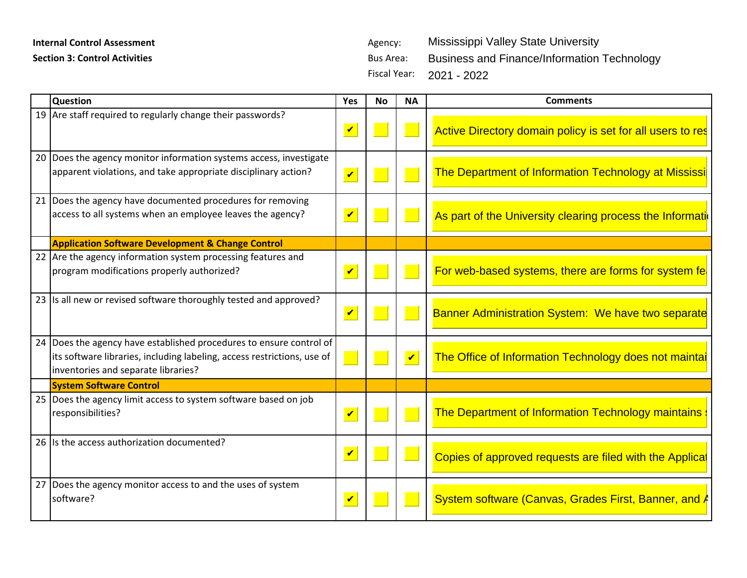**Internal Control Assessment**

**Section 3: Control Activities**

Agency: Mississippi Valley State University

Bus Area: Business and Finance/Information Technology

Fiscal Year: 2021 - 2022

| | Question | Yes | No | NA | Comments |
|---|---|---|---|---|---|
| 19 | Are staff required to regularly change their passwords? | ✔ | | | Active Directory domain policy is set for all users to res |
| 20 | Does the agency monitor information systems access, investigate apparent violations, and take appropriate disciplinary action? | ✔ | | | The Department of Information Technology at Mississi |
| 21 | Does the agency have documented procedures for removing access to all systems when an employee leaves the agency? | ✔ | | | As part of the University clearing process the Informati |
| | **Application Software Development & Change Control** | | | | |
| 22 | Are the agency information system processing features and program modifications properly authorized? | ✔ | | | For web-based systems, there are forms for system fe |
| 23 | Is all new or revised software thoroughly tested and approved? | ✔ | | | Banner Administration System: We have two separate |
| 24 | Does the agency have established procedures to ensure control of its software libraries, including labeling, access restrictions, use of inventories and separate libraries? | | | ✔ | The Office of Information Technology does not maintai |
| | **System Software Control** | | | | |
| 25 | Does the agency limit access to system software based on job responsibilities? | ✔ | | | The Department of Information Technology maintains |
| 26 | Is the access authorization documented? | ✔ | | | Copies of approved requests are filed with the Applicat |
| 27 | Does the agency monitor access to and the uses of system software? | ✔ | | | System software (Canvas, Grades First, Banner, and A |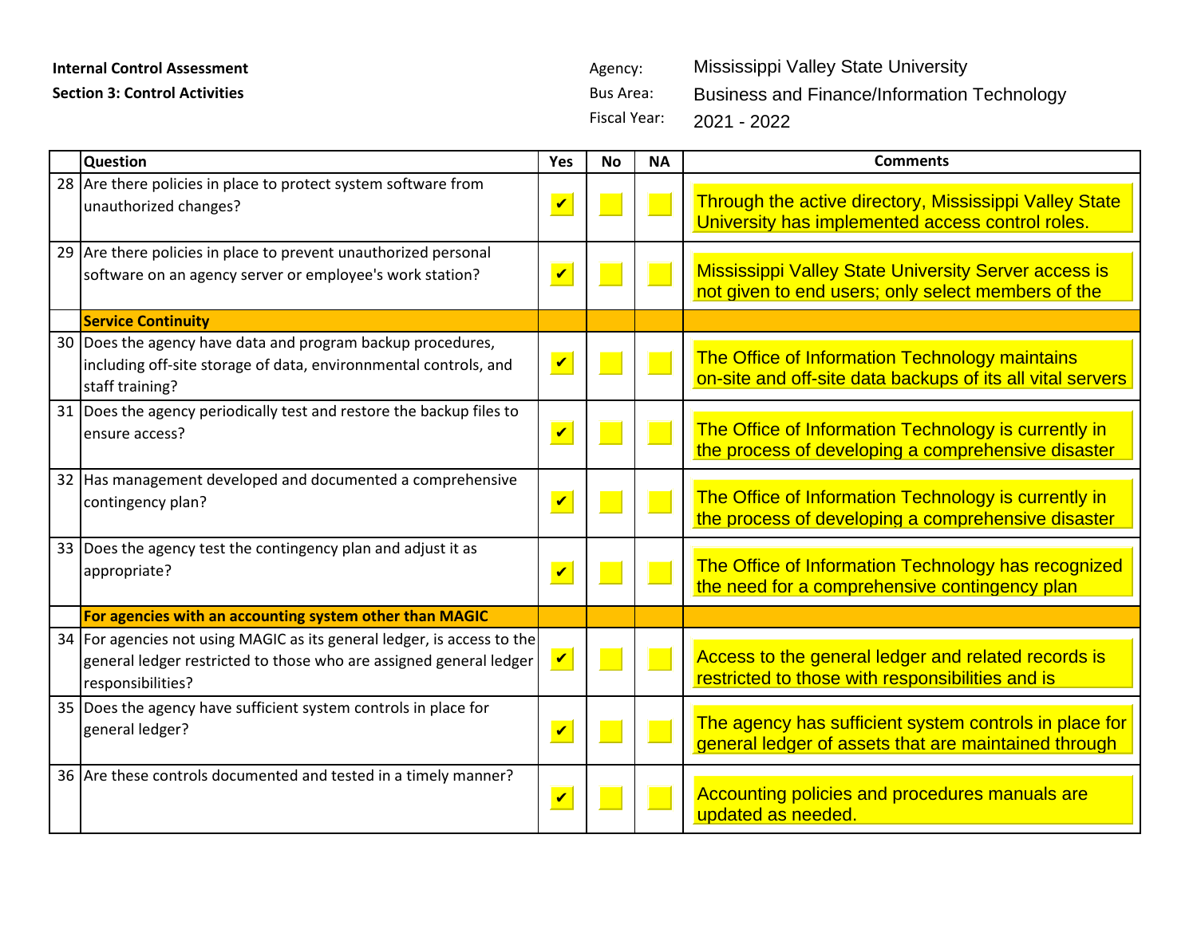**Internal Control Assessment**

**Section 3: Control Activities**

Agency: Mississippi Valley State University

Bus Area: Business and Finance/Information Technology

Fiscal Year: 2021 - 2022

| | Question | Yes | No | NA | Comments |
|---|---|---|---|---|---|
| 28 | Are there policies in place to protect system software from unauthorized changes? | ✔ | | | Through the active directory, Mississippi Valley State University has implemented access control roles. |
| 29 | Are there policies in place to prevent unauthorized personal software on an agency server or employee's work station? | ✔ | | | Mississippi Valley State University Server access is not given to end users; only select members of the |
| | **Service Continuity** | | | | |
| 30 | Does the agency have data and program backup procedures, including off-site storage of data, environnmental controls, and staff training? | ✔ | | | The Office of Information Technology maintains on-site and off-site data backups of its all vital servers |
| 31 | Does the agency periodically test and restore the backup files to ensure access? | ✔ | | | The Office of Information Technology is currently in the process of developing a comprehensive disaster |
| 32 | Has management developed and documented a comprehensive contingency plan? | ✔ | | | The Office of Information Technology is currently in the process of developing a comprehensive disaster |
| 33 | Does the agency test the contingency plan and adjust it as appropriate? | ✔ | | | The Office of Information Technology has recognized the need for a comprehensive contingency plan |
| | **For agencies with an accounting system other than MAGIC** | | | | |
| 34 | For agencies not using MAGIC as its general ledger, is access to the general ledger restricted to those who are assigned general ledger responsibilities? | ✔ | | | Access to the general ledger and related records is restricted to those with responsibilities and is |
| 35 | Does the agency have sufficient system controls in place for general ledger? | ✔ | | | The agency has sufficient system controls in place for general ledger of assets that are maintained through |
| 36 | Are these controls documented and tested in a timely manner? | ✔ | | | Accounting policies and procedures manuals are updated as needed. |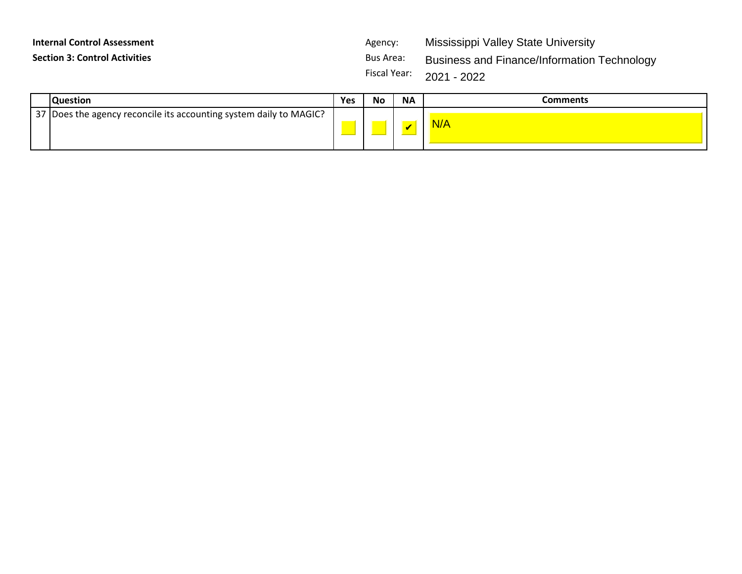**Internal Control Assessment**

**Section 3: Control Activities**

Agency: Mississippi Valley State University

Bus Area: Business and Finance/Information Technology

Fiscal Year: 2021 - 2022

| | Question | Yes | No | NA | Comments |
|---|---|---|---|---|---|
| 37 | Does the agency reconcile its accounting system daily to MAGIC? | | | ✔ | N/A |